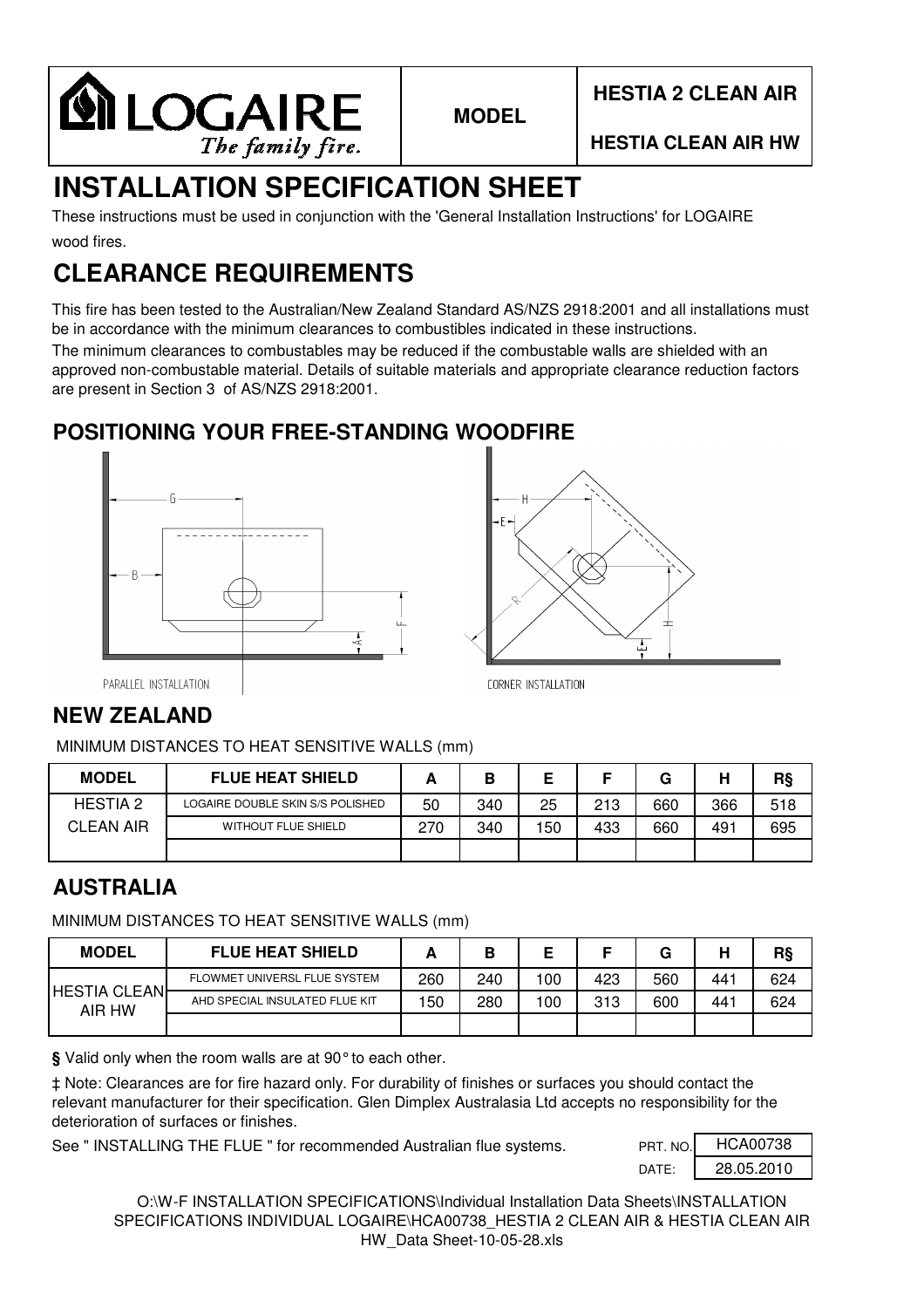**LOGAIRE** *The family fire.*

| MODEL | HESTIA 2 CLEAN AIR |
|---|---|
| | HESTIA CLEAN AIR HW |

# INSTALLATION SPECIFICATION SHEET

These instructions must be used in conjunction with the 'General Installation Instructions' for LOGAIRE wood fires.

# CLEARANCE REQUIREMENTS

This fire has been tested to the Australian/New Zealand Standard AS/NZS 2918:2001 and all installations must be in accordance with the minimum clearances to combustibles indicated in these instructions.

The minimum clearances to combustables may be reduced if the combustable walls are shielded with an approved non-combustable material. Details of suitable materials and appropriate clearance reduction factors are present in Section 3 of AS/NZS 2918:2001.

## POSITIONING YOUR FREE-STANDING WOODFIRE

PARALLEL INSTALLATION

CORNER INSTALLATION

## NEW ZEALAND

MINIMUM DISTANCES TO HEAT SENSITIVE WALLS (mm)

| MODEL | FLUE HEAT SHIELD | A | B | E | F | G | H | R§ |
|---|---|---|---|---|---|---|---|---|
| HESTIA 2 CLEAN AIR | LOGAIRE DOUBLE SKIN S/S POLISHED | 50 | 340 | 25 | 213 | 660 | 366 | 518 |
| | WITHOUT FLUE SHIELD | 270 | 340 | 150 | 433 | 660 | 491 | 695 |
| | | | | | | | | |

## AUSTRALIA

MINIMUM DISTANCES TO HEAT SENSITIVE WALLS (mm)

| MODEL | FLUE HEAT SHIELD | A | B | E | F | G | H | R§ |
|---|---|---|---|---|---|---|---|---|
| HESTIA CLEAN AIR HW | FLOWMET UNIVERSL FLUE SYSTEM | 260 | 240 | 100 | 423 | 560 | 441 | 624 |
| | AHD SPECIAL INSULATED FLUE KIT | 150 | 280 | 100 | 313 | 600 | 441 | 624 |
| | | | | | | | | |

**§** Valid only when the room walls are at 90° to each other.

**‡** Note: Clearances are for fire hazard only. For durability of finishes or surfaces you should contact the relevant manufacturer for their specification. Glen Dimplex Australasia Ltd accepts no responsibility for the deterioration of surfaces or finishes.

See " INSTALLING THE FLUE " for recommended Australian flue systems.

| PRT. NO. | HCA00738 |
|---|---|
| DATE: | 28.05.2010 |

O:\W-F INSTALLATION SPECIFICATIONS\Individual Installation Data Sheets\INSTALLATION SPECIFICATIONS INDIVIDUAL LOGAIRE\HCA00738_HESTIA 2 CLEAN AIR & HESTIA CLEAN AIR HW_Data Sheet-10-05-28.xls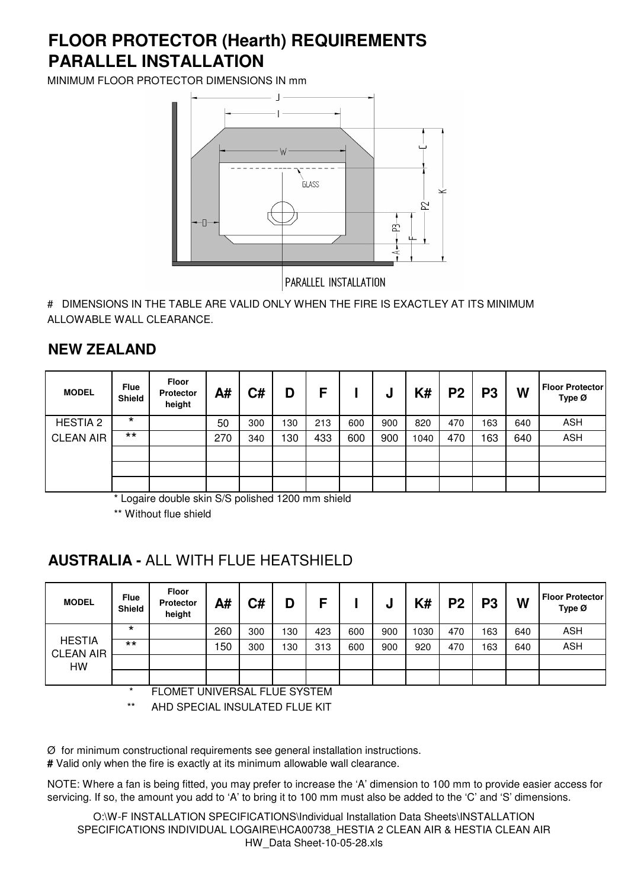# FLOOR PROTECTOR (Hearth) REQUIREMENTS
# PARALLEL INSTALLATION

MINIMUM FLOOR PROTECTOR DIMENSIONS IN mm

PARALLEL INSTALLATION

# DIMENSIONS IN THE TABLE ARE VALID ONLY WHEN THE FIRE IS EXACTLEY AT ITS MINIMUM ALLOWABLE WALL CLEARANCE.

## NEW ZEALAND

| MODEL | Flue Shield | Floor Protector height | A# | C# | D | F | I | J | K# | P2 | P3 | W | Floor Protector Type Ø |
|---|---|---|---|---|---|---|---|---|---|---|---|---|---|
| HESTIA 2 | * | | 50 | 300 | 130 | 213 | 600 | 900 | 820 | 470 | 163 | 640 | ASH |
| CLEAN AIR | ** | | 270 | 340 | 130 | 433 | 600 | 900 | 1040 | 470 | 163 | 640 | ASH |
| | | | | | | | | | | | | | |
| | | | | | | | | | | | | | |
| | | | | | | | | | | | | | |

\* Logaire double skin S/S polished 1200 mm shield

** Without flue shield

## AUSTRALIA - ALL WITH FLUE HEATSHIELD

| MODEL | Flue Shield | Floor Protector height | A# | C# | D | F | I | J | K# | P2 | P3 | W | Floor Protector Type Ø |
|---|---|---|---|---|---|---|---|---|---|---|---|---|---|
| HESTIA CLEAN AIR HW | * | | 260 | 300 | 130 | 423 | 600 | 900 | 1030 | 470 | 163 | 640 | ASH |
| | ** | | 150 | 300 | 130 | 313 | 600 | 900 | 920 | 470 | 163 | 640 | ASH |
| | | | | | | | | | | | | | |
| | | | | | | | | | | | | | |

\* FLOMET UNIVERSAL FLUE SYSTEM

** AHD SPECIAL INSULATED FLUE KIT

Ø for minimum constructional requirements see general installation instructions.

**#** Valid only when the fire is exactly at its minimum allowable wall clearance.

NOTE: Where a fan is being fitted, you may prefer to increase the 'A' dimension to 100 mm to provide easier access for servicing. If so, the amount you add to 'A' to bring it to 100 mm must also be added to the 'C' and 'S' dimensions.

O:\W-F INSTALLATION SPECIFICATIONS\Individual Installation Data Sheets\INSTALLATION SPECIFICATIONS INDIVIDUAL LOGAIRE\HCA00738_HESTIA 2 CLEAN AIR & HESTIA CLEAN AIR HW_Data Sheet-10-05-28.xls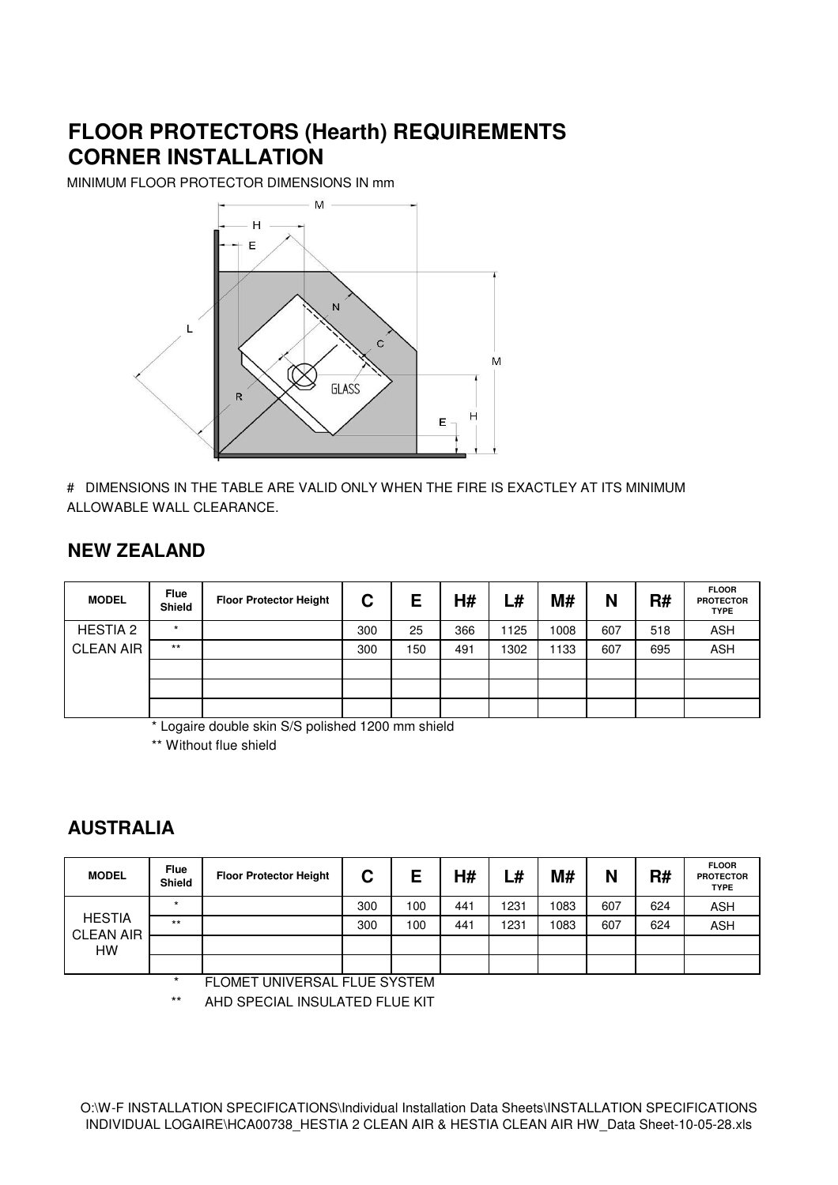# FLOOR PROTECTORS (Hearth) REQUIREMENTS
# CORNER INSTALLATION

MINIMUM FLOOR PROTECTOR DIMENSIONS IN mm

# DIMENSIONS IN THE TABLE ARE VALID ONLY WHEN THE FIRE IS EXACTLEY AT ITS MINIMUM ALLOWABLE WALL CLEARANCE.

## NEW ZEALAND

| MODEL | Flue Shield | Floor Protector Height | C | E | H# | L# | M# | N | R# | FLOOR PROTECTOR TYPE |
|---|---|---|---|---|---|---|---|---|---|---|
| HESTIA 2 | * | | 300 | 25 | 366 | 1125 | 1008 | 607 | 518 | ASH |
| CLEAN AIR | ** | | 300 | 150 | 491 | 1302 | 1133 | 607 | 695 | ASH |
| | | | | | | | | | | |
| | | | | | | | | | | |
| | | | | | | | | | | |

\* Logaire double skin S/S polished 1200 mm shield

\** Without flue shield

## AUSTRALIA

| MODEL | Flue Shield | Floor Protector Height | C | E | H# | L# | M# | N | R# | FLOOR PROTECTOR TYPE |
|---|---|---|---|---|---|---|---|---|---|---|
| HESTIA CLEAN AIR HW | * | | 300 | 100 | 441 | 1231 | 1083 | 607 | 624 | ASH |
| | ** | | 300 | 100 | 441 | 1231 | 1083 | 607 | 624 | ASH |
| | | | | | | | | | | |
| | | | | | | | | | | |

\* FLOMET UNIVERSAL FLUE SYSTEM

\** AHD SPECIAL INSULATED FLUE KIT

O:\W-F INSTALLATION SPECIFICATIONS\Individual Installation Data Sheets\INSTALLATION SPECIFICATIONS INDIVIDUAL LOGAIRE\HCA00738_HESTIA 2 CLEAN AIR & HESTIA CLEAN AIR HW_Data Sheet-10-05-28.xls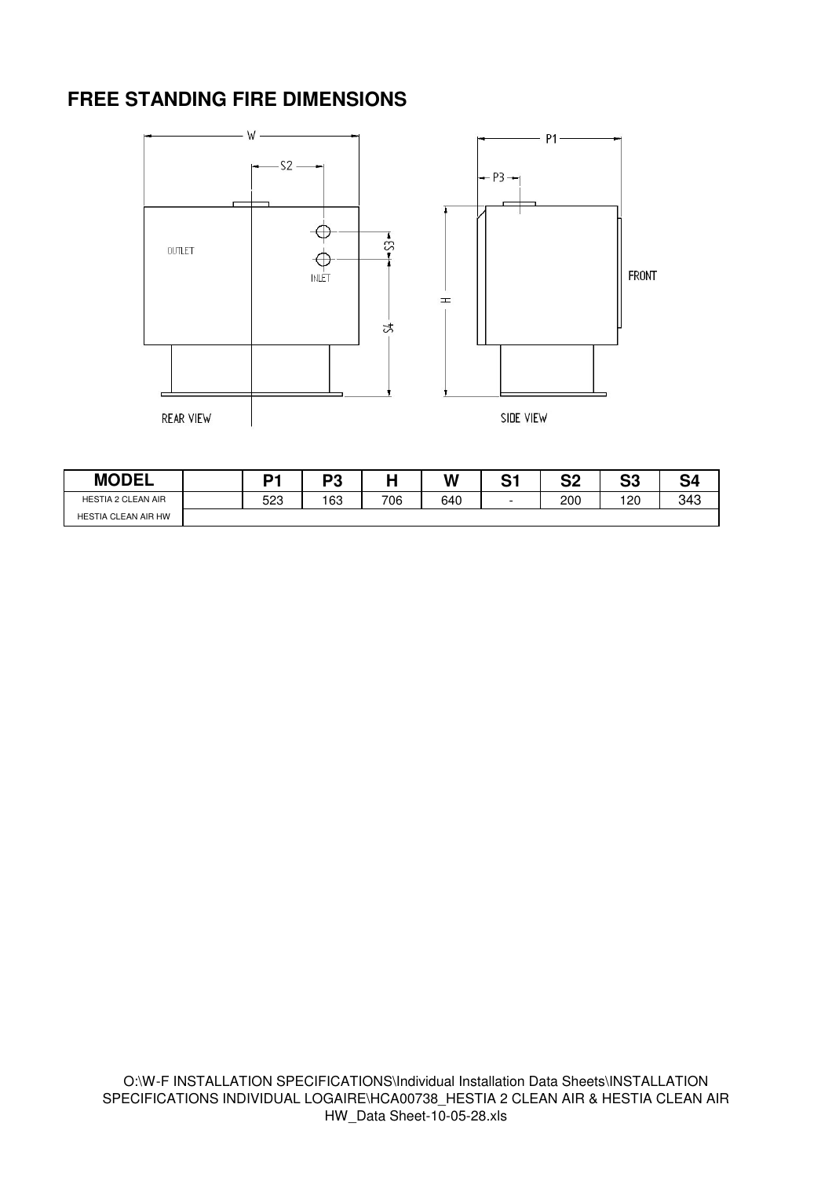## FREE STANDING FIRE DIMENSIONS

| MODEL | | P1 | P3 | H | W | S1 | S2 | S3 | S4 |
|---|---|---|---|---|---|---|---|---|---|
| HESTIA 2 CLEAN AIR | | 523 | 163 | 706 | 640 | - | 200 | 120 | 343 |
| HESTIA CLEAN AIR HW | | | | | | | | | |

O:\W-F INSTALLATION SPECIFICATIONS\Individual Installation Data Sheets\INSTALLATION SPECIFICATIONS INDIVIDUAL LOGAIRE\HCA00738_HESTIA 2 CLEAN AIR & HESTIA CLEAN AIR HW_Data Sheet-10-05-28.xls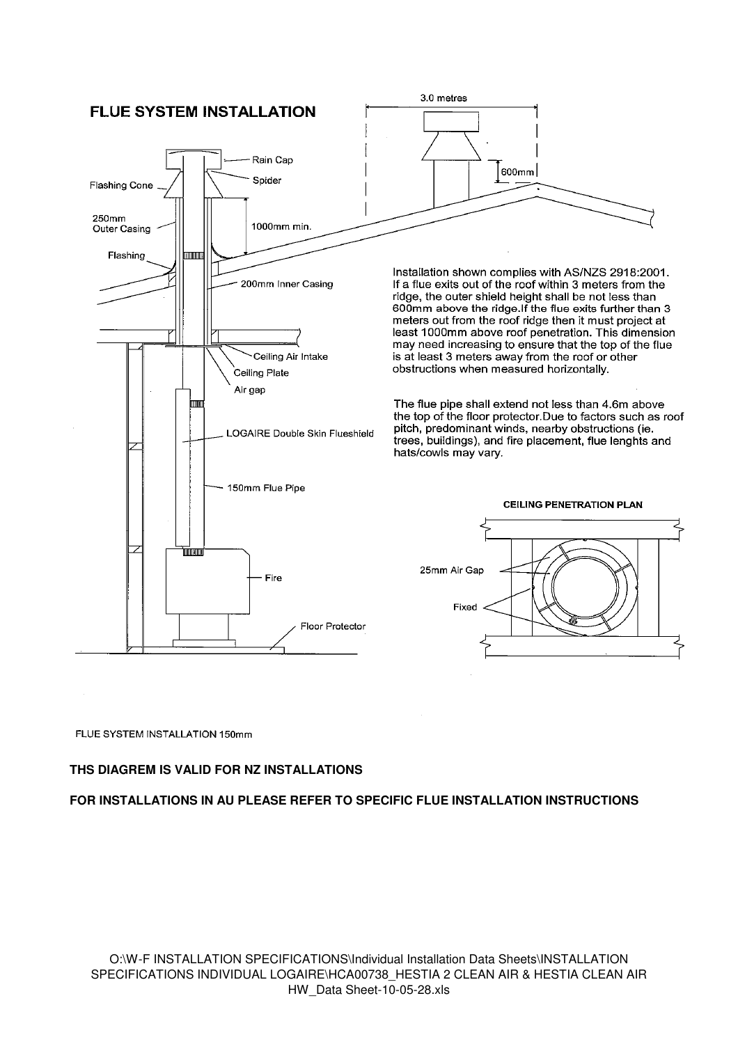# FLUE SYSTEM INSTALLATION

Rain Cap

Spider

Flashing Cone

250mm Outer Casing

1000mm min.

Flashing

200mm Inner Casing

Ceiling Air Intake

Ceiling Plate

Air gap

LOGAIRE Double Skin Flueshield

150mm Flue Pipe

Fire

Floor Protector

3.0 metres

600mm

Installation shown complies with AS/NZS 2918:2001. If a flue exits out of the roof within 3 meters from the ridge, the outer shield height shall be not less than 600mm above the ridge.If the flue exits further than 3 meters out from the roof ridge then it must project at least 1000mm above roof penetration. This dimension may need increasing to ensure that the top of the flue is at least 3 meters away from the roof or other obstructions when measured horizontally.

The flue pipe shall extend not less than 4.6m above the top of the floor protector.Due to factors such as roof pitch, predominant winds, nearby obstructions (ie. trees, buildings), and fire placement, flue lenghts and hats/cowls may vary.

**CEILING PENETRATION PLAN**

25mm Air Gap

Fixed

FLUE SYSTEM INSTALLATION 150mm

**THS DIAGREM IS VALID FOR NZ INSTALLATIONS**

**FOR INSTALLATIONS IN AU PLEASE REFER TO SPECIFIC FLUE INSTALLATION INSTRUCTIONS**

O:\W-F INSTALLATION SPECIFICATIONS\Individual Installation Data Sheets\INSTALLATION SPECIFICATIONS INDIVIDUAL LOGAIRE\HCA00738_HESTIA 2 CLEAN AIR & HESTIA CLEAN AIR HW_Data Sheet-10-05-28.xls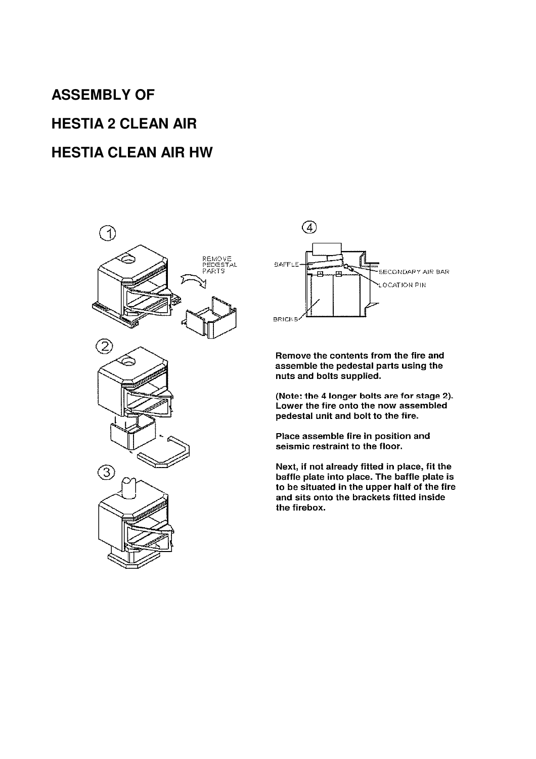# ASSEMBLY OF

# HESTIA 2 CLEAN AIR

# HESTIA CLEAN AIR HW

①

REMOVE PEDESTAL PARTS

②

③

④

BAFFLE

SECONDARY AIR BAR

LOCATION PIN

BRICKS

Remove the contents from the fire and assemble the pedestal parts using the nuts and bolts supplied.

(Note: the 4 longer bolts are for stage 2). Lower the fire onto the now assembled pedestal unit and bolt to the fire.

Place assemble fire in position and seismic restraint to the floor.

Next, if not already fitted in place, fit the baffle plate into place. The baffle plate is to be situated in the upper half of the fire and sits onto the brackets fitted inside the firebox.